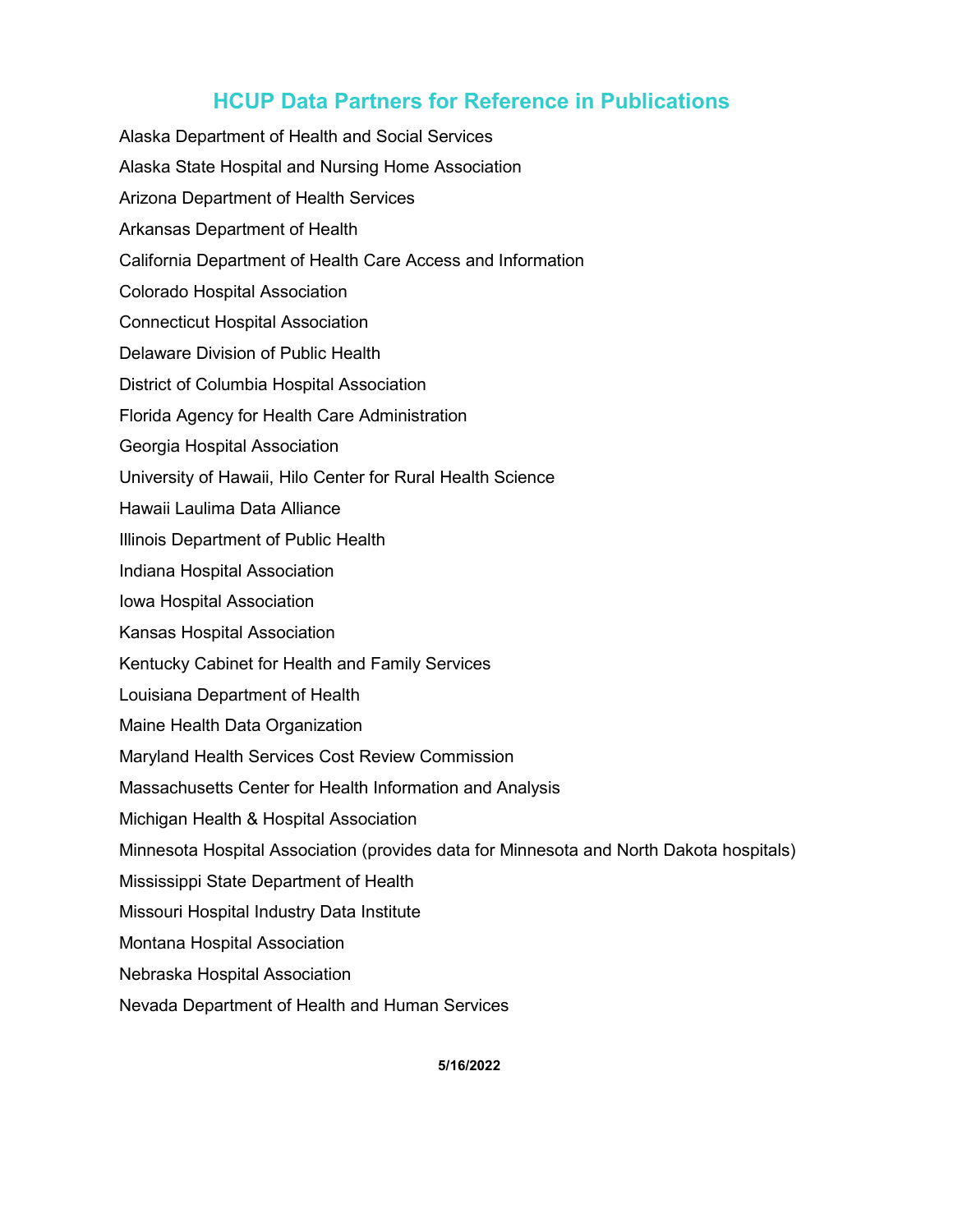# HCUP Data Partners for Reference in Publications

Alaska Department of Health and Social Services

Alaska State Hospital and Nursing Home Association

Arizona Department of Health Services

Arkansas Department of Health

California Department of Health Care Access and Information

Colorado Hospital Association

Connecticut Hospital Association

Delaware Division of Public Health

District of Columbia Hospital Association

Florida Agency for Health Care Administration

Georgia Hospital Association

University of Hawaii, Hilo Center for Rural Health Science

Hawaii Laulima Data Alliance

Illinois Department of Public Health

Indiana Hospital Association

Iowa Hospital Association

Kansas Hospital Association

Kentucky Cabinet for Health and Family Services

Louisiana Department of Health

Maine Health Data Organization

Maryland Health Services Cost Review Commission

Massachusetts Center for Health Information and Analysis

Michigan Health & Hospital Association

Minnesota Hospital Association (provides data for Minnesota and North Dakota hospitals)

Mississippi State Department of Health

Missouri Hospital Industry Data Institute

Montana Hospital Association

Nebraska Hospital Association

Nevada Department of Health and Human Services

**5/16/2022**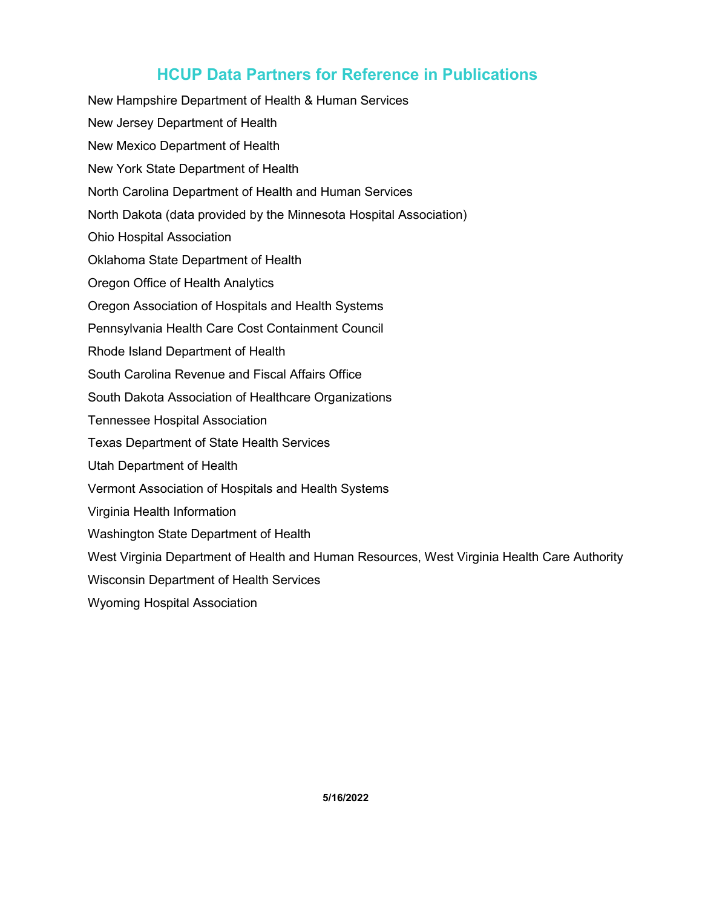# HCUP Data Partners for Reference in Publications

New Hampshire Department of Health & Human Services

New Jersey Department of Health

New Mexico Department of Health

New York State Department of Health

North Carolina Department of Health and Human Services

North Dakota (data provided by the Minnesota Hospital Association)

Ohio Hospital Association

Oklahoma State Department of Health

Oregon Office of Health Analytics

Oregon Association of Hospitals and Health Systems

Pennsylvania Health Care Cost Containment Council

Rhode Island Department of Health

South Carolina Revenue and Fiscal Affairs Office

South Dakota Association of Healthcare Organizations

Tennessee Hospital Association

Texas Department of State Health Services

Utah Department of Health

Vermont Association of Hospitals and Health Systems

Virginia Health Information

Washington State Department of Health

West Virginia Department of Health and Human Resources, West Virginia Health Care Authority

Wisconsin Department of Health Services

Wyoming Hospital Association

**5/16/2022**